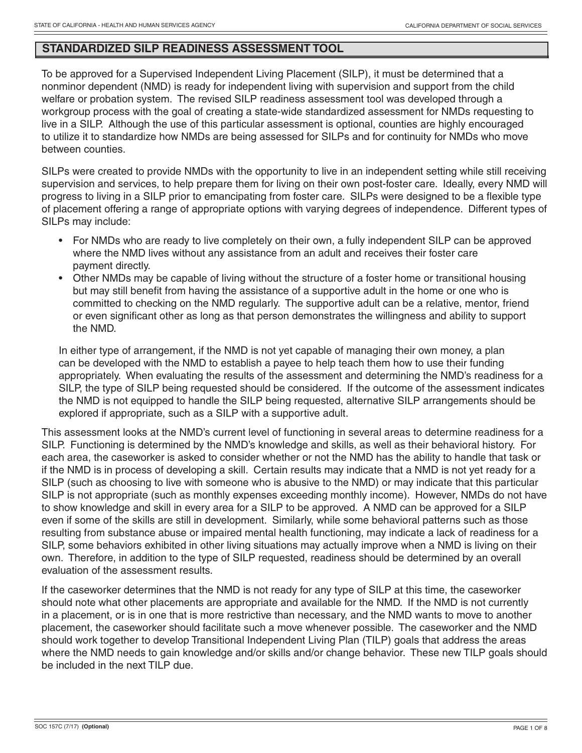## STANDARDIZED SILP READINESS ASSESSMENT TOOL

To be approved for a Supervised Independent Living Placement (SILP), it must be determined that a nonminor dependent (NMD) is ready for independent living with supervision and support from the child welfare or probation system. The revised SILP readiness assessment tool was developed through a workgroup process with the goal of creating a state-wide standardized assessment for NMDs requesting to live in a SILP. Although the use of this particular assessment is optional, counties are highly encouraged to utilize it to standardize how NMDs are being assessed for SILPs and for continuity for NMDs who move between counties.

SILPs were created to provide NMDs with the opportunity to live in an independent setting while still receiving supervision and services, to help prepare them for living on their own post-foster care. Ideally, every NMD will progress to living in a SILP prior to emancipating from foster care. SILPs were designed to be a flexible type of placement offering a range of appropriate options with varying degrees of independence. Different types of SILPs may include:

- For NMDs who are ready to live completely on their own, a fully independent SILP can be approved where the NMD lives without any assistance from an adult and receives their foster care payment directly.
- Other NMDs may be capable of living without the structure of a foster home or transitional housing but may still benefit from having the assistance of a supportive adult in the home or one who is committed to checking on the NMD regularly. The supportive adult can be a relative, mentor, friend or even significant other as long as that person demonstrates the willingness and ability to support the NMD.

In either type of arrangement, if the NMD is not yet capable of managing their own money, a plan can be developed with the NMD to establish a payee to help teach them how to use their funding appropriately. When evaluating the results of the assessment and determining the NMD's readiness for a SILP, the type of SILP being requested should be considered. If the outcome of the assessment indicates the NMD is not equipped to handle the SILP being requested, alternative SILP arrangements should be explored if appropriate, such as a SILP with a supportive adult.

This assessment looks at the NMD's current level of functioning in several areas to determine readiness for a SILP. Functioning is determined by the NMD's knowledge and skills, as well as their behavioral history. For each area, the caseworker is asked to consider whether or not the NMD has the ability to handle that task or if the NMD is in process of developing a skill. Certain results may indicate that a NMD is not yet ready for a SILP (such as choosing to live with someone who is abusive to the NMD) or may indicate that this particular SILP is not appropriate (such as monthly expenses exceeding monthly income). However, NMDs do not have to show knowledge and skill in every area for a SILP to be approved. A NMD can be approved for a SILP even if some of the skills are still in development. Similarly, while some behavioral patterns such as those resulting from substance abuse or impaired mental health functioning, may indicate a lack of readiness for a SILP, some behaviors exhibited in other living situations may actually improve when a NMD is living on their own. Therefore, in addition to the type of SILP requested, readiness should be determined by an overall evaluation of the assessment results.

If the caseworker determines that the NMD is not ready for any type of SILP at this time, the caseworker should note what other placements are appropriate and available for the NMD. If the NMD is not currently in a placement, or is in one that is more restrictive than necessary, and the NMD wants to move to another placement, the caseworker should facilitate such a move whenever possible. The caseworker and the NMD should work together to develop Transitional Independent Living Plan (TILP) goals that address the areas where the NMD needs to gain knowledge and/or skills and/or change behavior. These new TILP goals should be included in the next TILP due.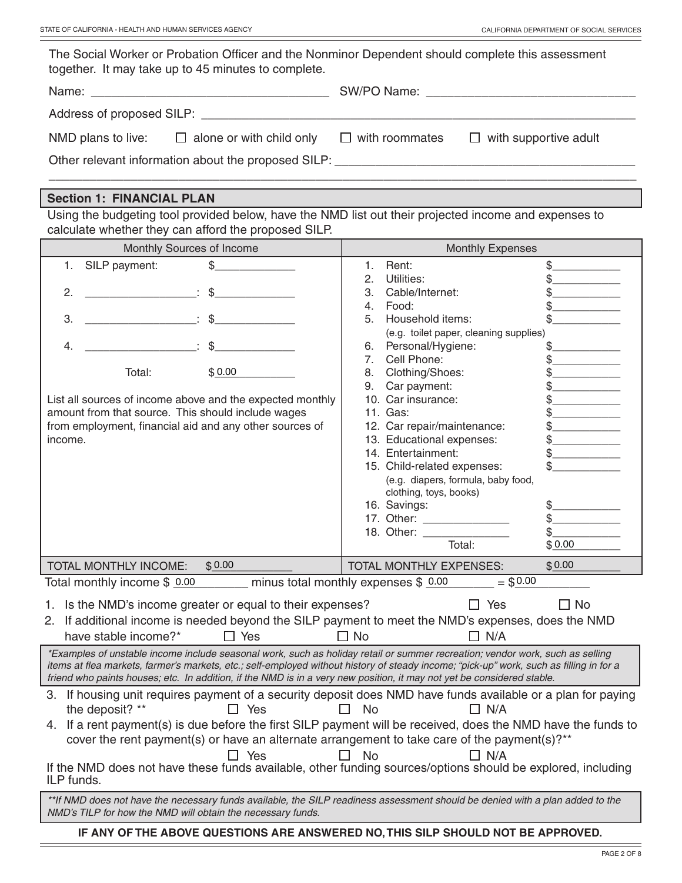The Social Worker or Probation Officer and the Nonminor Dependent should complete this assessment together. It may take up to 45 minutes to complete.

Name: ___________________________________ SW/PO Name: ______________________________

Address of proposed SILP: ____________________________________________________________

NMD plans to live: ☐ alone or with child only ☐ with roommates ☐ with supportive adult

Other relevant information about the proposed SILP: ____________________________________________
_____________________________________________________________________________________

## Section 1: FINANCIAL PLAN

Using the budgeting tool provided below, have the NMD list out their projected income and expenses to calculate whether they can afford the proposed SILP.

| Monthly Sources of Income | | Monthly Expenses | |
|---|---|---|---|
| 1. SILP payment: | $_____________ | 1. Rent: | $___________ |
| | | 2. Utilities: | $___________ |
| 2. _________________: | $_____________ | 3. Cable/Internet: | $___________ |
| | | 4. Food: | $___________ |
| 3. _________________: | $_____________ | 5. Household items: (e.g. toilet paper, cleaning supplies) | $___________ |
| 4. _________________: | $_____________ | 6. Personal/Hygiene: | $___________ |
| | | 7. Cell Phone: | $___________ |
| Total: | $0.00 | 8. Clothing/Shoes: | $___________ |
| | | 9. Car payment: | $___________ |
| List all sources of income above and the expected monthly amount from that source. This should include wages from employment, financial aid and any other sources of income. | | 10. Car insurance: | $___________ |
| | | 11. Gas: | $___________ |
| | | 12. Car repair/maintenance: | $___________ |
| | | 13. Educational expenses: | $___________ |
| | | 14. Entertainment: | $___________ |
| | | 15. Child-related expenses: (e.g. diapers, formula, baby food, clothing, toys, books) | $___________ |
| | | 16. Savings: | $___________ |
| | | 17. Other: ______________ | $___________ |
| | | 18. Other: ______________ | $___________ |
| | | Total: | $0.00 |
| TOTAL MONTHLY INCOME: | $0.00 | TOTAL MONTHLY EXPENSES: | $0.00 |

Total monthly income $ 0.00 minus total monthly expenses $ 0.00 = $0.00

1. Is the NMD's income greater or equal to their expenses? ☐ Yes ☐ No
2. If additional income is needed beyond the SILP payment to meet the NMD's expenses, does the NMD have stable income?* ☐ Yes ☐ No ☐ N/A

*\*Examples of unstable income include seasonal work, such as holiday retail or summer recreation; vendor work, such as selling items at flea markets, farmer's markets, etc.; self-employed without history of steady income; "pick-up" work, such as filling in for a friend who paints houses; etc. In addition, if the NMD is in a very new position, it may not yet be considered stable.*

3. If housing unit requires payment of a security deposit does NMD have funds available or a plan for paying the deposit? \*\* ☐ Yes ☐ No ☐ N/A
4. If a rent payment(s) is due before the first SILP payment will be received, does the NMD have the funds to cover the rent payment(s) or have an alternate arrangement to take care of the payment(s)?\*\* ☐ Yes ☐ No ☐ N/A

If the NMD does not have these funds available, other funding sources/options should be explored, including ILP funds.

*\*\*If NMD does not have the necessary funds available, the SILP readiness assessment should be denied with a plan added to the NMD's TILP for how the NMD will obtain the necessary funds.*

**IF ANY OF THE ABOVE QUESTIONS ARE ANSWERED NO, THIS SILP SHOULD NOT BE APPROVED.**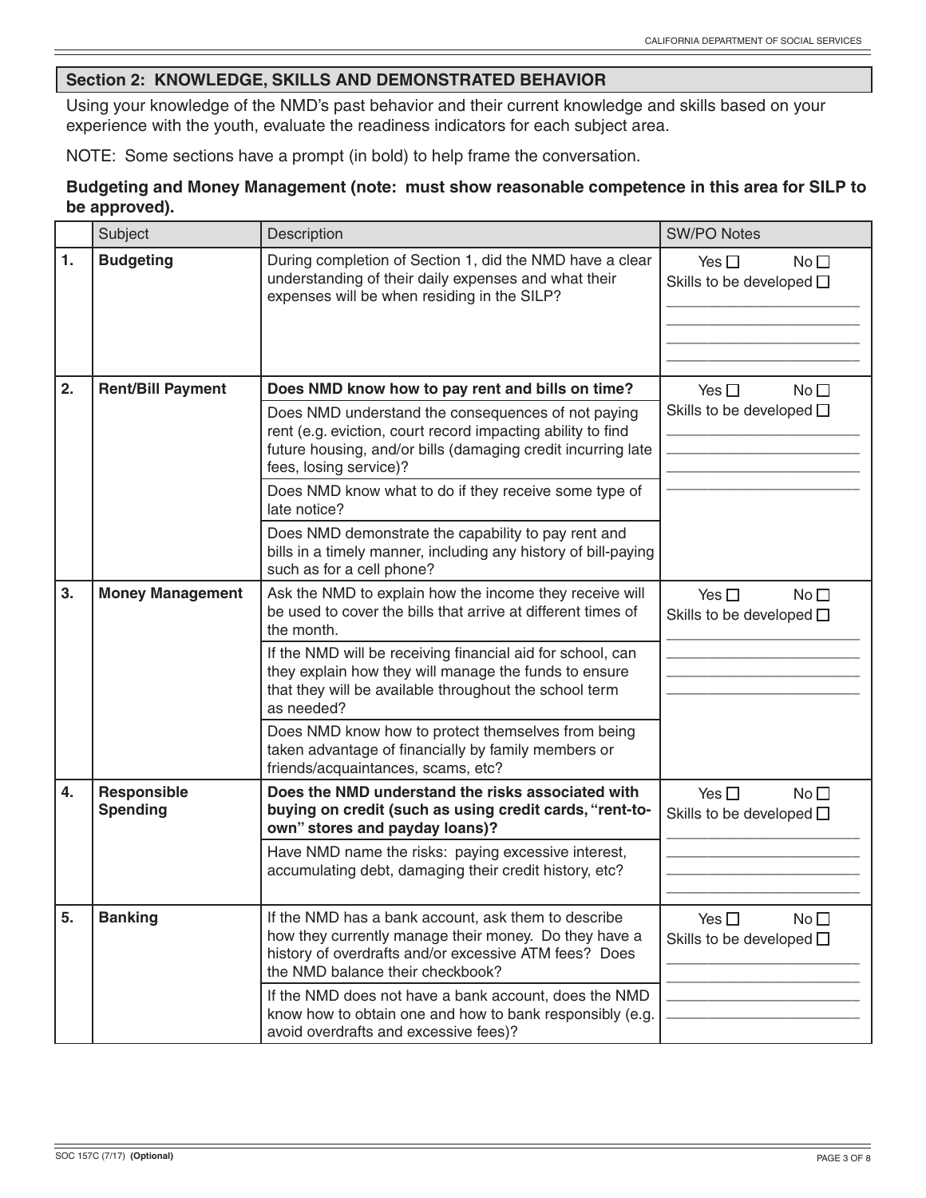## Section 2: KNOWLEDGE, SKILLS AND DEMONSTRATED BEHAVIOR

Using your knowledge of the NMD's past behavior and their current knowledge and skills based on your experience with the youth, evaluate the readiness indicators for each subject area.

NOTE: Some sections have a prompt (in bold) to help frame the conversation.

**Budgeting and Money Management (note: must show reasonable competence in this area for SILP to be approved).**

| | Subject | Description | SW/PO Notes |
|---|---|---|---|
| **1.** | **Budgeting** | During completion of Section 1, did the NMD have a clear understanding of their daily expenses and what their expenses will be when residing in the SILP? | Yes ☐ No ☐<br>Skills to be developed ☐<br>\_\_\_\_\_\_\_\_\_\_\_\_\_\_\_\_\_\_\_\_<br>\_\_\_\_\_\_\_\_\_\_\_\_\_\_\_\_\_\_\_\_<br>\_\_\_\_\_\_\_\_\_\_\_\_\_\_\_\_\_\_\_\_<br>\_\_\_\_\_\_\_\_\_\_\_\_\_\_\_\_\_\_\_\_ |
| **2.** | **Rent/Bill Payment** | **Does NMD know how to pay rent and bills on time?**<br><br>Does NMD understand the consequences of not paying rent (e.g. eviction, court record impacting ability to find future housing, and/or bills (damaging credit incurring late fees, losing service)?<br><br>Does NMD know what to do if they receive some type of late notice?<br><br>Does NMD demonstrate the capability to pay rent and bills in a timely manner, including any history of bill-paying such as for a cell phone? | Yes ☐ No ☐<br>Skills to be developed ☐<br>\_\_\_\_\_\_\_\_\_\_\_\_\_\_\_\_\_\_\_\_<br>\_\_\_\_\_\_\_\_\_\_\_\_\_\_\_\_\_\_\_\_<br>\_\_\_\_\_\_\_\_\_\_\_\_\_\_\_\_\_\_\_\_<br>\_\_\_\_\_\_\_\_\_\_\_\_\_\_\_\_\_\_\_\_ |
| **3.** | **Money Management** | Ask the NMD to explain how the income they receive will be used to cover the bills that arrive at different times of the month.<br><br>If the NMD will be receiving financial aid for school, can they explain how they will manage the funds to ensure that they will be available throughout the school term as needed?<br><br>Does NMD know how to protect themselves from being taken advantage of financially by family members or friends/acquaintances, scams, etc? | Yes ☐ No ☐<br>Skills to be developed ☐<br>\_\_\_\_\_\_\_\_\_\_\_\_\_\_\_\_\_\_\_\_<br>\_\_\_\_\_\_\_\_\_\_\_\_\_\_\_\_\_\_\_\_<br>\_\_\_\_\_\_\_\_\_\_\_\_\_\_\_\_\_\_\_\_<br>\_\_\_\_\_\_\_\_\_\_\_\_\_\_\_\_\_\_\_\_ |
| **4.** | **Responsible Spending** | **Does the NMD understand the risks associated with buying on credit (such as using credit cards, "rent-to-own" stores and payday loans)?**<br><br>Have NMD name the risks: paying excessive interest, accumulating debt, damaging their credit history, etc? | Yes ☐ No ☐<br>Skills to be developed ☐<br>\_\_\_\_\_\_\_\_\_\_\_\_\_\_\_\_\_\_\_\_<br>\_\_\_\_\_\_\_\_\_\_\_\_\_\_\_\_\_\_\_\_<br>\_\_\_\_\_\_\_\_\_\_\_\_\_\_\_\_\_\_\_\_<br>\_\_\_\_\_\_\_\_\_\_\_\_\_\_\_\_\_\_\_\_ |
| **5.** | **Banking** | If the NMD has a bank account, ask them to describe how they currently manage their money. Do they have a history of overdrafts and/or excessive ATM fees? Does the NMD balance their checkbook?<br><br>If the NMD does not have a bank account, does the NMD know how to obtain one and how to bank responsibly (e.g. avoid overdrafts and excessive fees)? | Yes ☐ No ☐<br>Skills to be developed ☐<br>\_\_\_\_\_\_\_\_\_\_\_\_\_\_\_\_\_\_\_\_<br>\_\_\_\_\_\_\_\_\_\_\_\_\_\_\_\_\_\_\_\_<br>\_\_\_\_\_\_\_\_\_\_\_\_\_\_\_\_\_\_\_\_<br>\_\_\_\_\_\_\_\_\_\_\_\_\_\_\_\_\_\_\_\_ |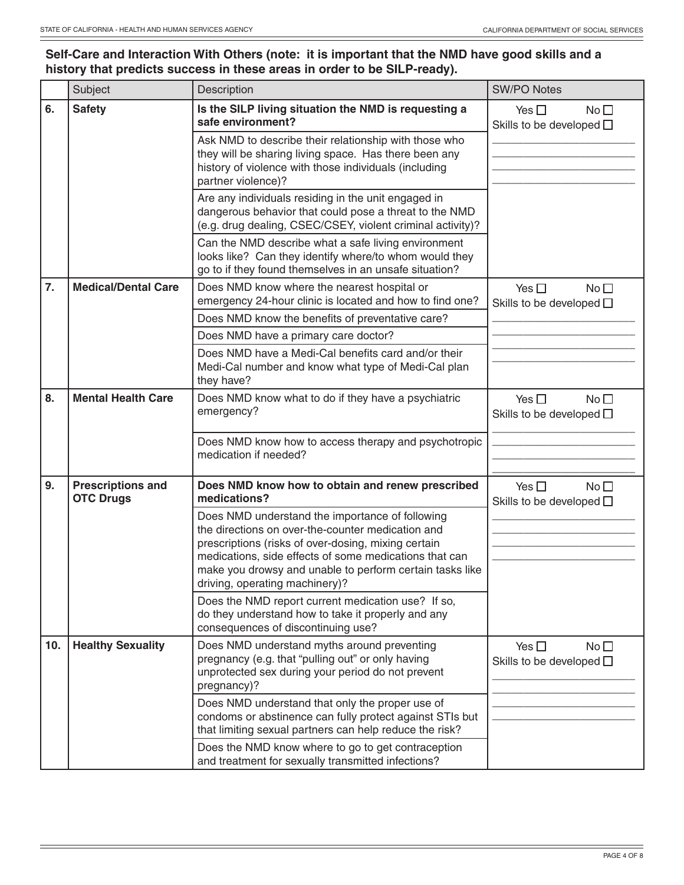**Self-Care and Interaction With Others (note: it is important that the NMD have good skills and a history that predicts success in these areas in order to be SILP-ready).**

| | Subject | Description | SW/PO Notes |
|---|---|---|---|
| **6.** | **Safety** | **Is the SILP living situation the NMD is requesting a safe environment?** | Yes ☐ No ☐ Skills to be developed ☐ |
| | | Ask NMD to describe their relationship with those who they will be sharing living space. Has there been any history of violence with those individuals (including partner violence)? | |
| | | Are any individuals residing in the unit engaged in dangerous behavior that could pose a threat to the NMD (e.g. drug dealing, CSEC/CSEY, violent criminal activity)? | |
| | | Can the NMD describe what a safe living environment looks like? Can they identify where/to whom would they go to if they found themselves in an unsafe situation? | |
| **7.** | **Medical/Dental Care** | Does NMD know where the nearest hospital or emergency 24-hour clinic is located and how to find one? | Yes ☐ No ☐ Skills to be developed ☐ |
| | | Does NMD know the benefits of preventative care? | |
| | | Does NMD have a primary care doctor? | |
| | | Does NMD have a Medi-Cal benefits card and/or their Medi-Cal number and know what type of Medi-Cal plan they have? | |
| **8.** | **Mental Health Care** | Does NMD know what to do if they have a psychiatric emergency? | Yes ☐ No ☐ Skills to be developed ☐ |
| | | Does NMD know how to access therapy and psychotropic medication if needed? | |
| **9.** | **Prescriptions and OTC Drugs** | **Does NMD know how to obtain and renew prescribed medications?** | Yes ☐ No ☐ Skills to be developed ☐ |
| | | Does NMD understand the importance of following the directions on over-the-counter medication and prescriptions (risks of over-dosing, mixing certain medications, side effects of some medications that can make you drowsy and unable to perform certain tasks like driving, operating machinery)? | |
| | | Does the NMD report current medication use? If so, do they understand how to take it properly and any consequences of discontinuing use? | |
| **10.** | **Healthy Sexuality** | Does NMD understand myths around preventing pregnancy (e.g. that "pulling out" or only having unprotected sex during your period do not prevent pregnancy)? | Yes ☐ No ☐ Skills to be developed ☐ |
| | | Does NMD understand that only the proper use of condoms or abstinence can fully protect against STIs but that limiting sexual partners can help reduce the risk? | |
| | | Does the NMD know where to go to get contraception and treatment for sexually transmitted infections? | |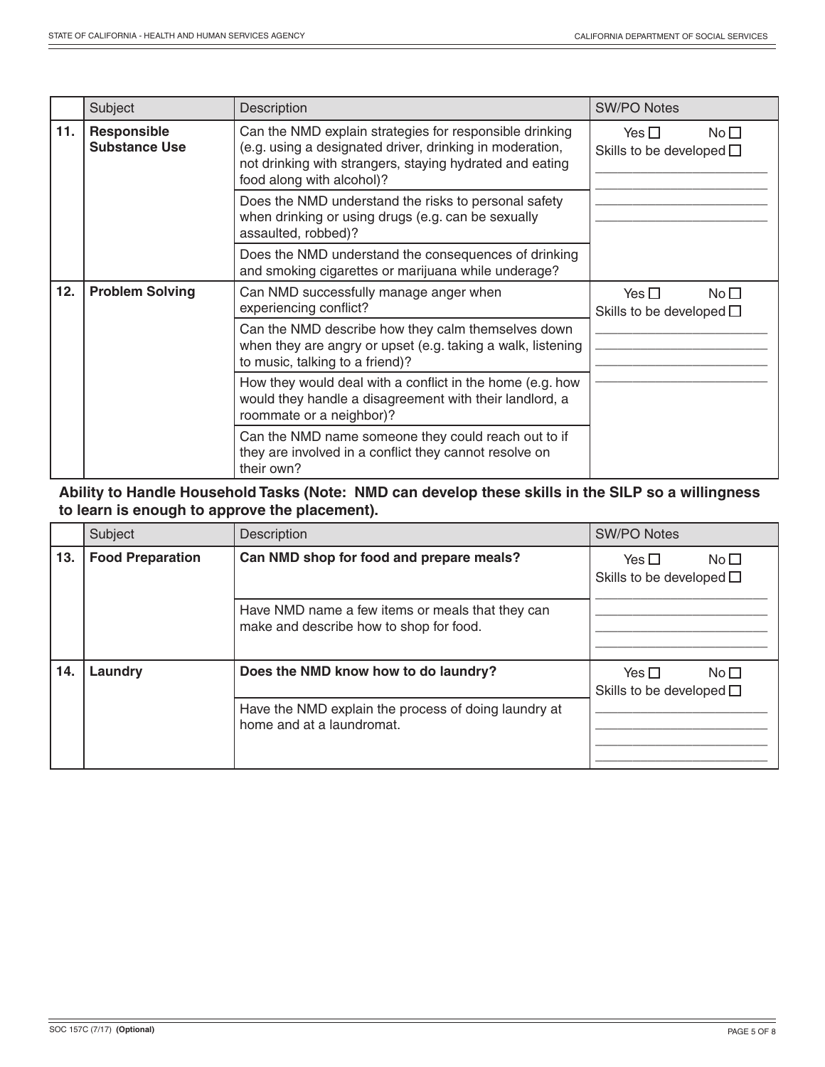| | Subject | Description | SW/PO Notes |
|---|---|---|---|
| **11.** | **Responsible Substance Use** | Can the NMD explain strategies for responsible drinking (e.g. using a designated driver, drinking in moderation, not drinking with strangers, staying hydrated and eating food along with alcohol)? | Yes ☐ No ☐ Skills to be developed ☐ ______________________ ______________________ ______________________ ______________________ |
| | | Does the NMD understand the risks to personal safety when drinking or using drugs (e.g. can be sexually assaulted, robbed)? | |
| | | Does the NMD understand the consequences of drinking and smoking cigarettes or marijuana while underage? | |
| **12.** | **Problem Solving** | Can NMD successfully manage anger when experiencing conflict? | Yes ☐ No ☐ Skills to be developed ☐ ______________________ ______________________ ______________________ ______________________ |
| | | Can the NMD describe how they calm themselves down when they are angry or upset (e.g. taking a walk, listening to music, talking to a friend)? | |
| | | How they would deal with a conflict in the home (e.g. how would they handle a disagreement with their landlord, a roommate or a neighbor)? | |
| | | Can the NMD name someone they could reach out to if they are involved in a conflict they cannot resolve on their own? | |

**Ability to Handle Household Tasks (Note: NMD can develop these skills in the SILP so a willingness to learn is enough to approve the placement).**

| | Subject | Description | SW/PO Notes |
|---|---|---|---|
| **13.** | **Food Preparation** | **Can NMD shop for food and prepare meals?** | Yes ☐ No ☐ Skills to be developed ☐ ______________________ ______________________ ______________________ ______________________ |
| | | Have NMD name a few items or meals that they can make and describe how to shop for food. | |
| **14.** | **Laundry** | **Does the NMD know how to do laundry?** | Yes ☐ No ☐ Skills to be developed ☐ ______________________ ______________________ ______________________ ______________________ |
| | | Have the NMD explain the process of doing laundry at home and at a laundromat. | |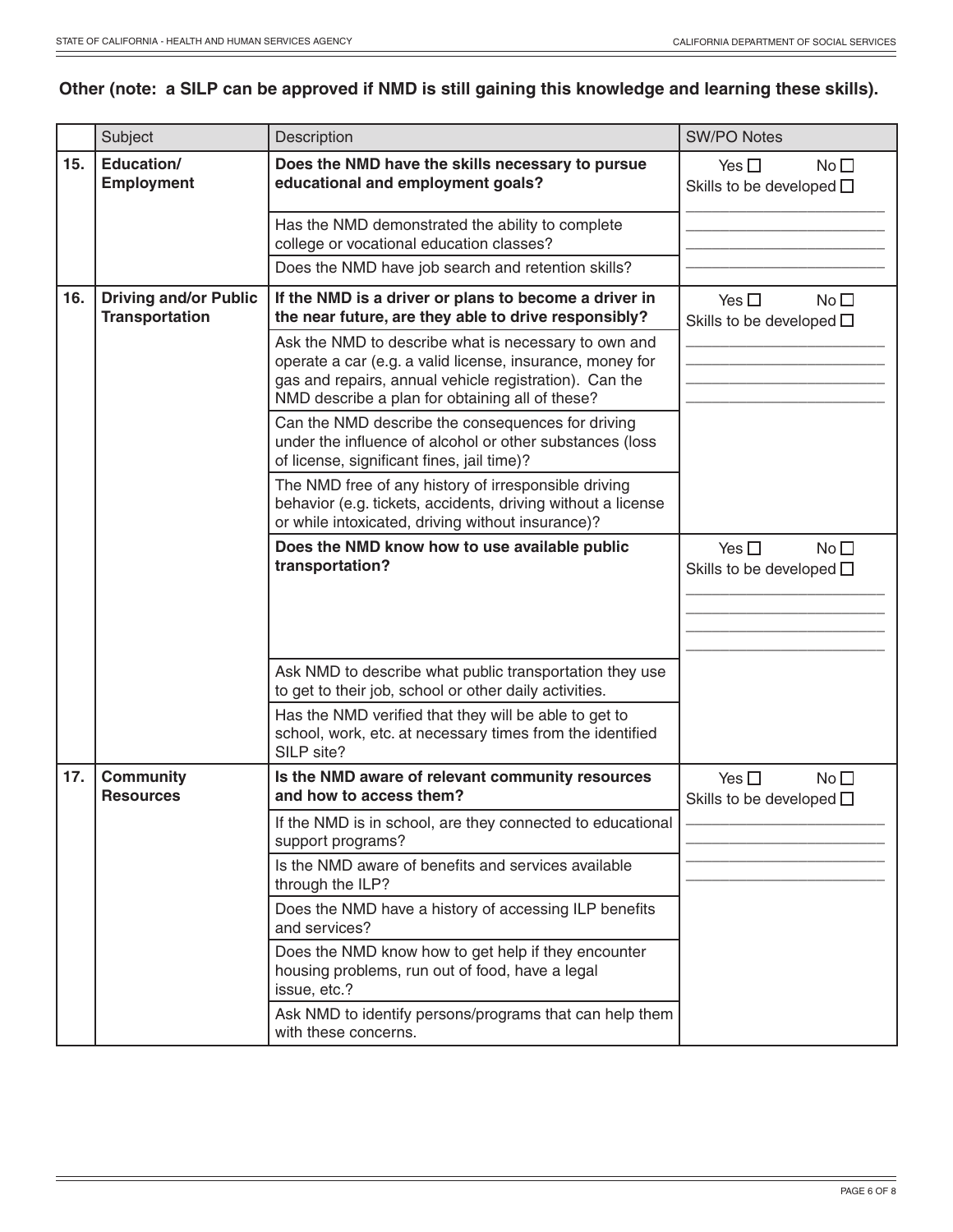**Other (note: a SILP can be approved if NMD is still gaining this knowledge and learning these skills).**

| | Subject | Description | SW/PO Notes |
|---|---|---|---|
| **15.** | **Education/ Employment** | **Does the NMD have the skills necessary to pursue educational and employment goals?** | Yes ☐ No ☐ Skills to be developed ☐ |
| | | Has the NMD demonstrated the ability to complete college or vocational education classes? | |
| | | Does the NMD have job search and retention skills? | |
| **16.** | **Driving and/or Public Transportation** | **If the NMD is a driver or plans to become a driver in the near future, are they able to drive responsibly?** | Yes ☐ No ☐ Skills to be developed ☐ |
| | | Ask the NMD to describe what is necessary to own and operate a car (e.g. a valid license, insurance, money for gas and repairs, annual vehicle registration). Can the NMD describe a plan for obtaining all of these? | |
| | | Can the NMD describe the consequences for driving under the influence of alcohol or other substances (loss of license, significant fines, jail time)? | |
| | | The NMD free of any history of irresponsible driving behavior (e.g. tickets, accidents, driving without a license or while intoxicated, driving without insurance)? | |
| | | **Does the NMD know how to use available public transportation?** | Yes ☐ No ☐ Skills to be developed ☐ |
| | | Ask NMD to describe what public transportation they use to get to their job, school or other daily activities. | |
| | | Has the NMD verified that they will be able to get to school, work, etc. at necessary times from the identified SILP site? | |
| **17.** | **Community Resources** | **Is the NMD aware of relevant community resources and how to access them?** | Yes ☐ No ☐ Skills to be developed ☐ |
| | | If the NMD is in school, are they connected to educational support programs? | |
| | | Is the NMD aware of benefits and services available through the ILP? | |
| | | Does the NMD have a history of accessing ILP benefits and services? | |
| | | Does the NMD know how to get help if they encounter housing problems, run out of food, have a legal issue, etc.? | |
| | | Ask NMD to identify persons/programs that can help them with these concerns. | |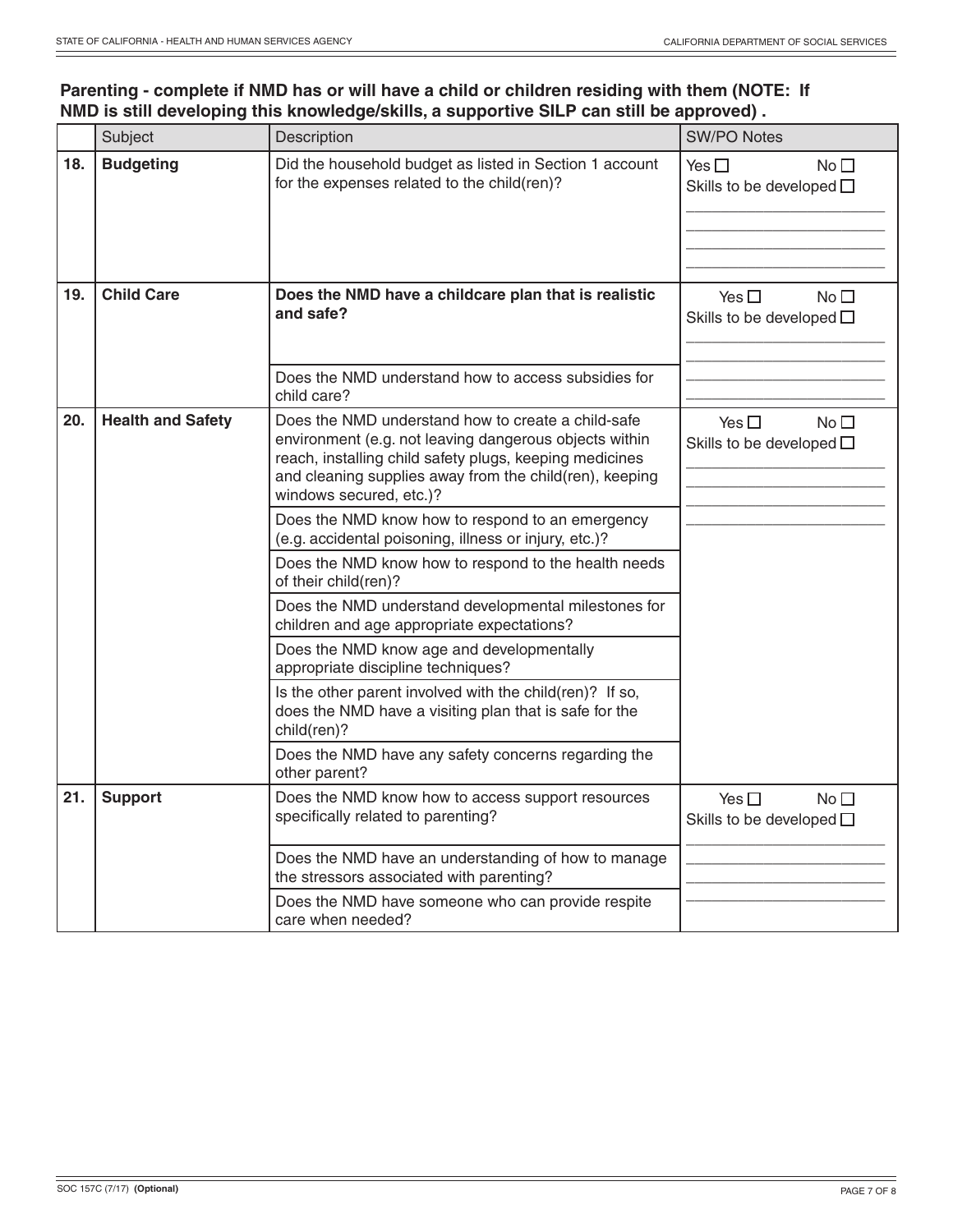**Parenting - complete if NMD has or will have a child or children residing with them (NOTE: If NMD is still developing this knowledge/skills, a supportive SILP can still be approved) .**

| | Subject | Description | SW/PO Notes |
|---|---|---|---|
| **18.** | **Budgeting** | Did the household budget as listed in Section 1 account for the expenses related to the child(ren)? | Yes ☐ No ☐<br>Skills to be developed ☐ |
| **19.** | **Child Care** | **Does the NMD have a childcare plan that is realistic and safe?** | Yes ☐ No ☐<br>Skills to be developed ☐ |
| | | Does the NMD understand how to access subsidies for child care? | |
| **20.** | **Health and Safety** | Does the NMD understand how to create a child-safe environment (e.g. not leaving dangerous objects within reach, installing child safety plugs, keeping medicines and cleaning supplies away from the child(ren), keeping windows secured, etc.)? | Yes ☐ No ☐<br>Skills to be developed ☐ |
| | | Does the NMD know how to respond to an emergency (e.g. accidental poisoning, illness or injury, etc.)? | |
| | | Does the NMD know how to respond to the health needs of their child(ren)? | |
| | | Does the NMD understand developmental milestones for children and age appropriate expectations? | |
| | | Does the NMD know age and developmentally appropriate discipline techniques? | |
| | | Is the other parent involved with the child(ren)? If so, does the NMD have a visiting plan that is safe for the child(ren)? | |
| | | Does the NMD have any safety concerns regarding the other parent? | |
| **21.** | **Support** | Does the NMD know how to access support resources specifically related to parenting? | Yes ☐ No ☐<br>Skills to be developed ☐ |
| | | Does the NMD have an understanding of how to manage the stressors associated with parenting? | |
| | | Does the NMD have someone who can provide respite care when needed? | |

SOC 157C (7/17) **(Optional)**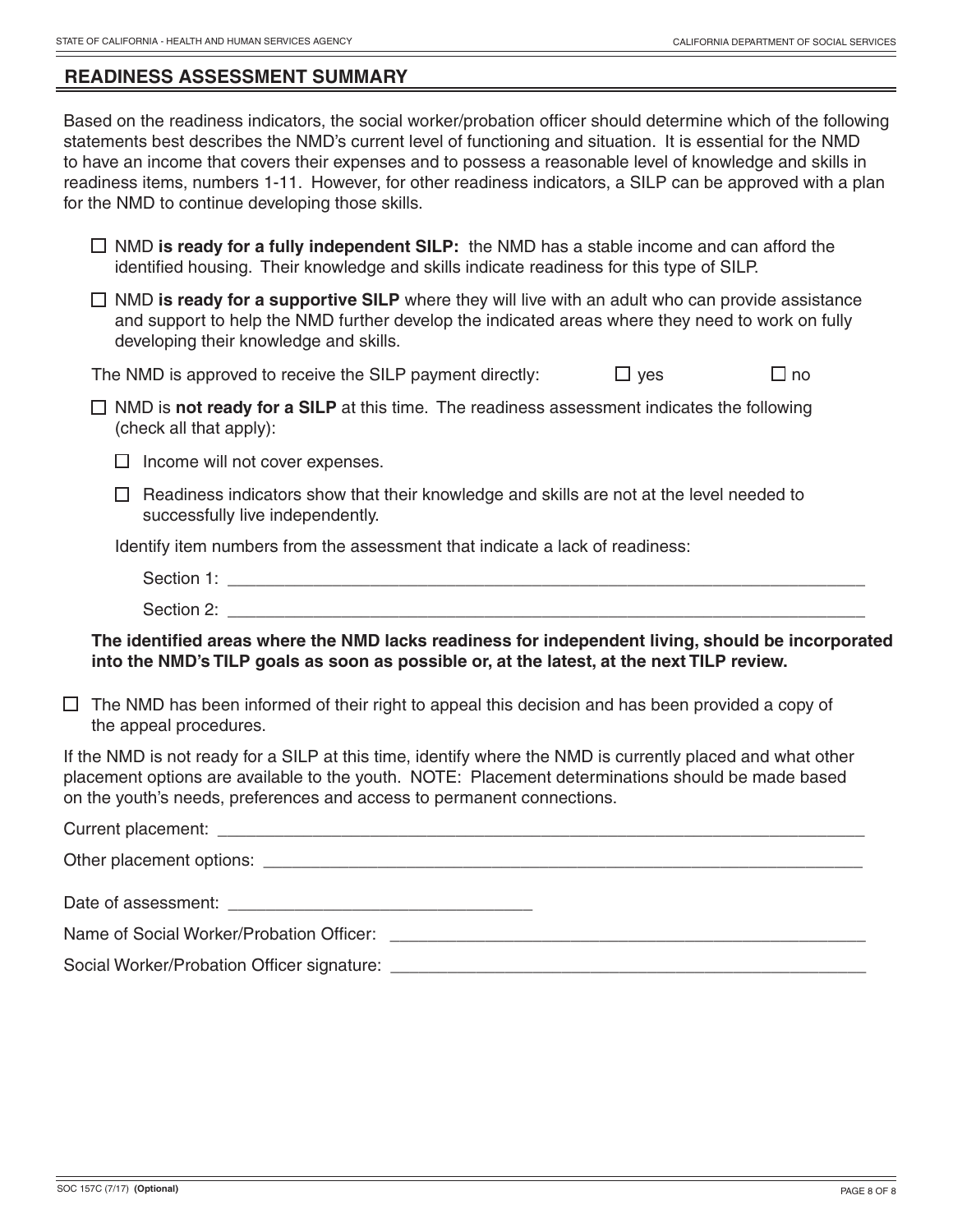## READINESS ASSESSMENT SUMMARY

Based on the readiness indicators, the social worker/probation officer should determine which of the following statements best describes the NMD's current level of functioning and situation. It is essential for the NMD to have an income that covers their expenses and to possess a reasonable level of knowledge and skills in readiness items, numbers 1-11. However, for other readiness indicators, a SILP can be approved with a plan for the NMD to continue developing those skills.

☐ NMD **is ready for a fully independent SILP:** the NMD has a stable income and can afford the identified housing. Their knowledge and skills indicate readiness for this type of SILP.

☐ NMD **is ready for a supportive SILP** where they will live with an adult who can provide assistance and support to help the NMD further develop the indicated areas where they need to work on fully developing their knowledge and skills.

The NMD is approved to receive the SILP payment directly: ☐ yes ☐ no

☐ NMD is **not ready for a SILP** at this time. The readiness assessment indicates the following (check all that apply):

☐ Income will not cover expenses.

☐ Readiness indicators show that their knowledge and skills are not at the level needed to successfully live independently.

Identify item numbers from the assessment that indicate a lack of readiness:

Section 1: ______________________________________________

Section 2: ______________________________________________

**The identified areas where the NMD lacks readiness for independent living, should be incorporated into the NMD's TILP goals as soon as possible or, at the latest, at the next TILP review.**

☐ The NMD has been informed of their right to appeal this decision and has been provided a copy of the appeal procedures.

If the NMD is not ready for a SILP at this time, identify where the NMD is currently placed and what other placement options are available to the youth. NOTE: Placement determinations should be made based on the youth's needs, preferences and access to permanent connections.

Current placement: ______________________________________________

Other placement options: ______________________________________________

Date of assessment: ______________________________

Name of Social Worker/Probation Officer: ______________________________________________

Social Worker/Probation Officer signature: ______________________________________________

SOC 157C (7/17) **(Optional)**